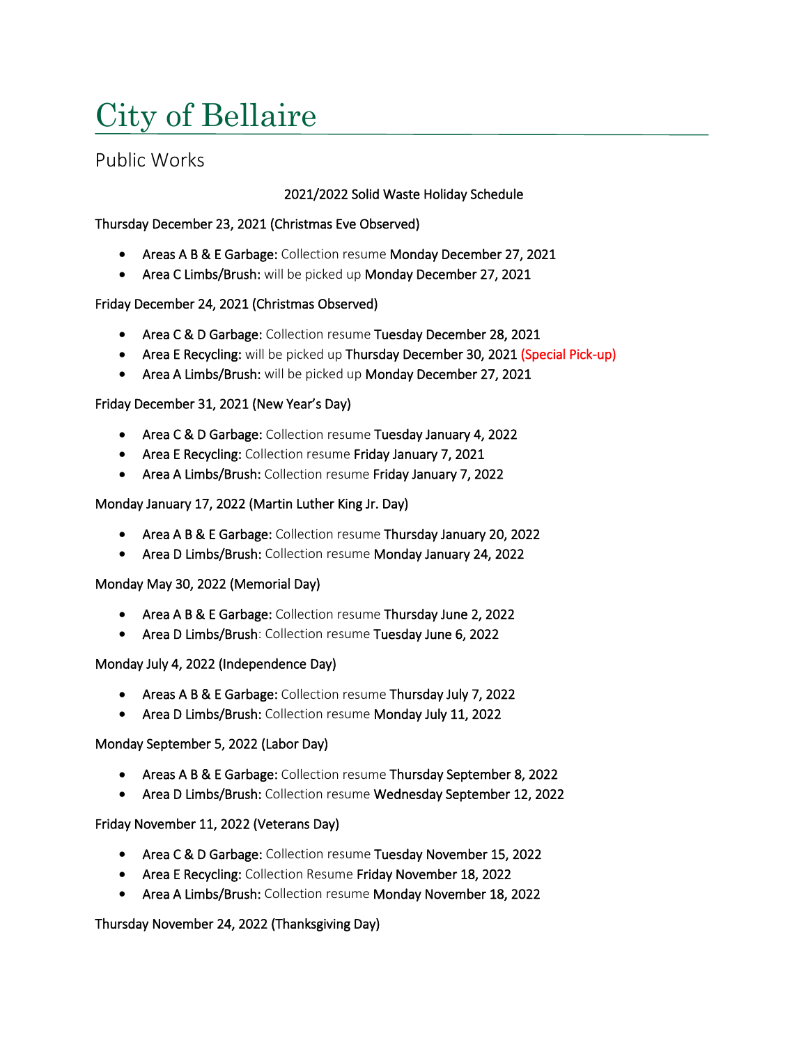# City of Bellaire

## Public Works

2021/2022 Solid Waste Holiday Schedule

Thursday December 23, 2021 (Christmas Eve Observed)

- Areas A B & E Garbage: Collection resume Monday December 27, 2021
- Area C Limbs/Brush: will be picked up Monday December 27, 2021

Friday December 24, 2021 (Christmas Observed)

- Area C & D Garbage: Collection resume Tuesday December 28, 2021
- Area E Recycling: will be picked up Thursday December 30, 2021 (Special Pick-up)
- Area A Limbs/Brush: will be picked up Monday December 27, 2021

Friday December 31, 2021 (New Year's Day)

- Area C & D Garbage: Collection resume Tuesday January 4, 2022
- Area E Recycling: Collection resume Friday January 7, 2021
- Area A Limbs/Brush: Collection resume Friday January 7, 2022

Monday January 17, 2022 (Martin Luther King Jr. Day)

- Area A B & E Garbage: Collection resume Thursday January 20, 2022
- Area D Limbs/Brush: Collection resume Monday January 24, 2022

Monday May 30, 2022 (Memorial Day)

- Area A B & E Garbage: Collection resume Thursday June 2, 2022
- Area D Limbs/Brush: Collection resume Tuesday June 6, 2022

Monday July 4, 2022 (Independence Day)

- Areas A B & E Garbage: Collection resume Thursday July 7, 2022
- Area D Limbs/Brush: Collection resume Monday July 11, 2022

Monday September 5, 2022 (Labor Day)

- Areas A B & E Garbage: Collection resume Thursday September 8, 2022
- Area D Limbs/Brush: Collection resume Wednesday September 12, 2022

Friday November 11, 2022 (Veterans Day)

- Area C & D Garbage: Collection resume Tuesday November 15, 2022
- Area E Recycling: Collection Resume Friday November 18, 2022
- Area A Limbs/Brush: Collection resume Monday November 18, 2022

Thursday November 24, 2022 (Thanksgiving Day)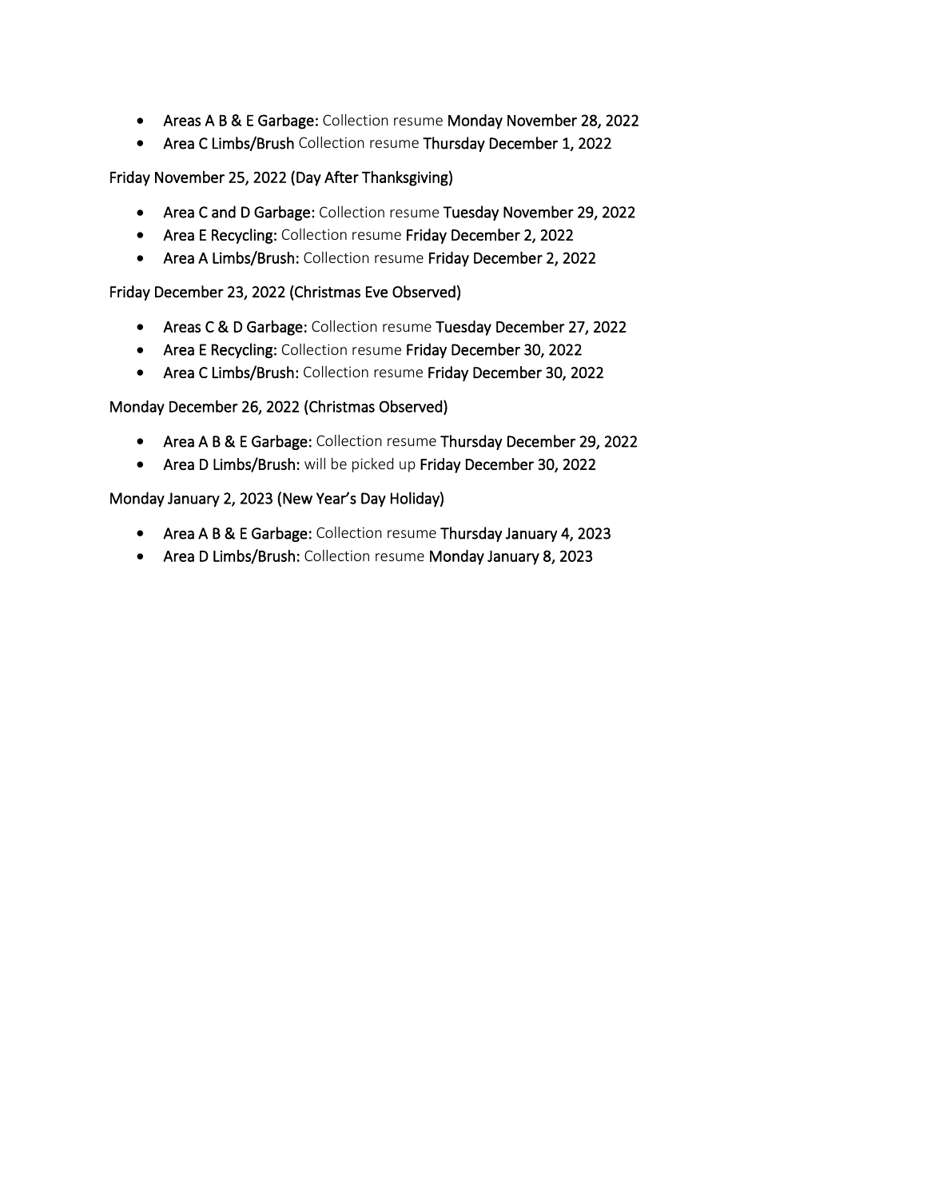- **Areas A B & E Garbage:** Collection resume **Monday November 28, 2022**
- **Area C Limbs/Brush** Collection resume **Thursday December 1, 2022**

Friday November 25, 2022 (Day After Thanksgiving)

- **Area C and D Garbage:** Collection resume **Tuesday November 29, 2022**
- **Area E Recycling:** Collection resume **Friday December 2, 2022**
- **Area A Limbs/Brush:** Collection resume **Friday December 2, 2022**

Friday December 23, 2022 (Christmas Eve Observed)

- **Areas C & D Garbage:** Collection resume **Tuesday December 27, 2022**
- **Area E Recycling:** Collection resume **Friday December 30, 2022**
- **Area C Limbs/Brush:** Collection resume **Friday December 30, 2022**

Monday December 26, 2022 (Christmas Observed)

- **Area A B & E Garbage:** Collection resume **Thursday December 29, 2022**
- **Area D Limbs/Brush:** will be picked up **Friday December 30, 2022**

Monday January 2, 2023 (New Year's Day Holiday)

- **Area A B & E Garbage:** Collection resume **Thursday January 4, 2023**
- **Area D Limbs/Brush:** Collection resume **Monday January 8, 2023**